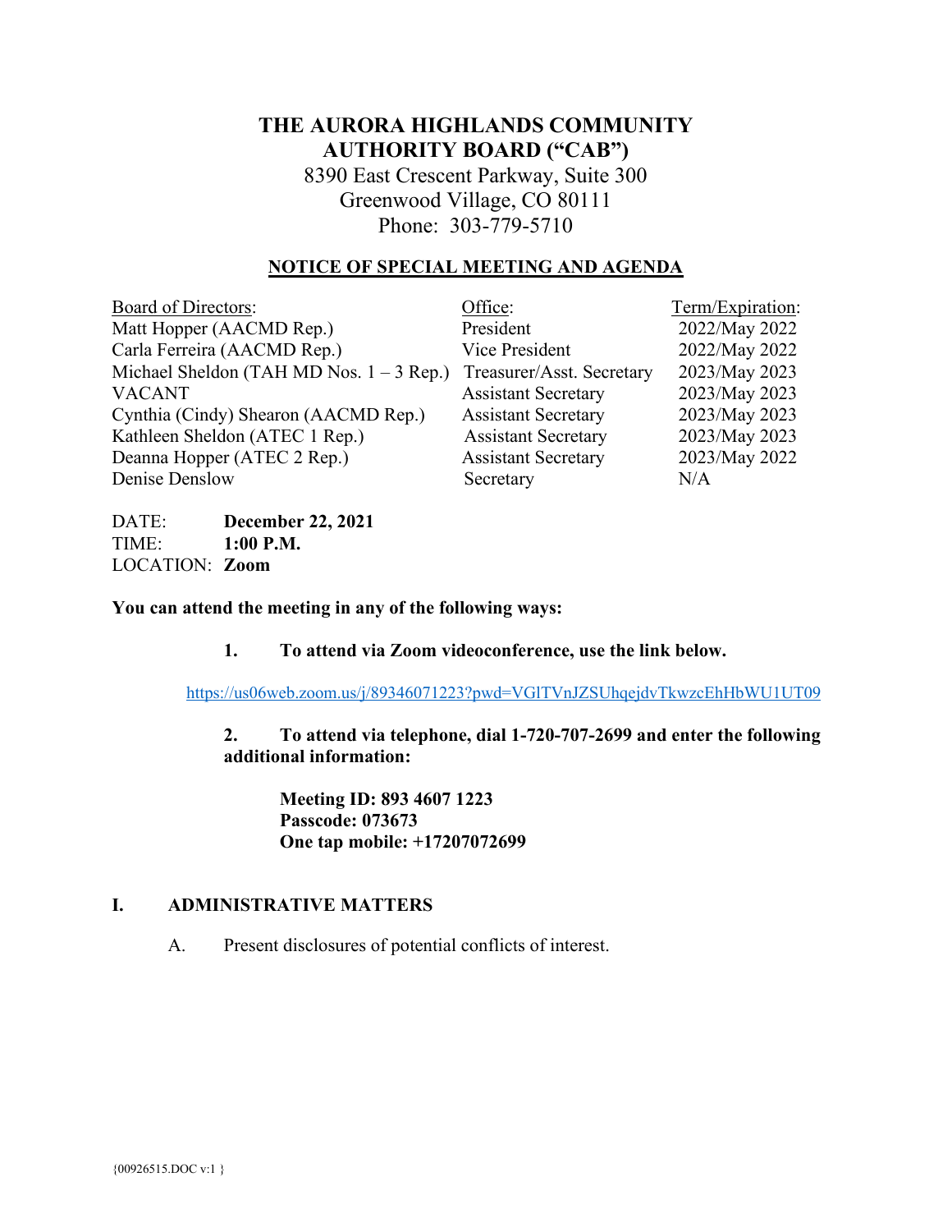# THE AURORA HIGHLANDS COMMUNITY AUTHORITY BOARD ("CAB")

8390 East Crescent Parkway, Suite 300
Greenwood Village, CO 80111
Phone: 303-779-5710

## NOTICE OF SPECIAL MEETING AND AGENDA

| Board of Directors: | Office: | Term/Expiration: |
|---|---|---|
| Matt Hopper (AACMD Rep.) | President | 2022/May 2022 |
| Carla Ferreira (AACMD Rep.) | Vice President | 2022/May 2022 |
| Michael Sheldon (TAH MD Nos. 1 – 3 Rep.) | Treasurer/Asst. Secretary | 2023/May 2023 |
| VACANT | Assistant Secretary | 2023/May 2023 |
| Cynthia (Cindy) Shearon (AACMD Rep.) | Assistant Secretary | 2023/May 2023 |
| Kathleen Sheldon (ATEC 1 Rep.) | Assistant Secretary | 2023/May 2023 |
| Deanna Hopper (ATEC 2 Rep.) | Assistant Secretary | 2023/May 2022 |
| Denise Denslow | Secretary | N/A |

DATE: **December 22, 2021**
TIME: **1:00 P.M.**
LOCATION: **Zoom**

**You can attend the meeting in any of the following ways:**

**1. To attend via Zoom videoconference, use the link below.**

https://us06web.zoom.us/j/89346071223?pwd=VGlTVnJZSUhqejdvTkwzcEhHbWU1UT09

**2. To attend via telephone, dial 1-720-707-2699 and enter the following additional information:**

**Meeting ID: 893 4607 1223**
**Passcode: 073673**
**One tap mobile: +17207072699**

## I. ADMINISTRATIVE MATTERS

A. Present disclosures of potential conflicts of interest.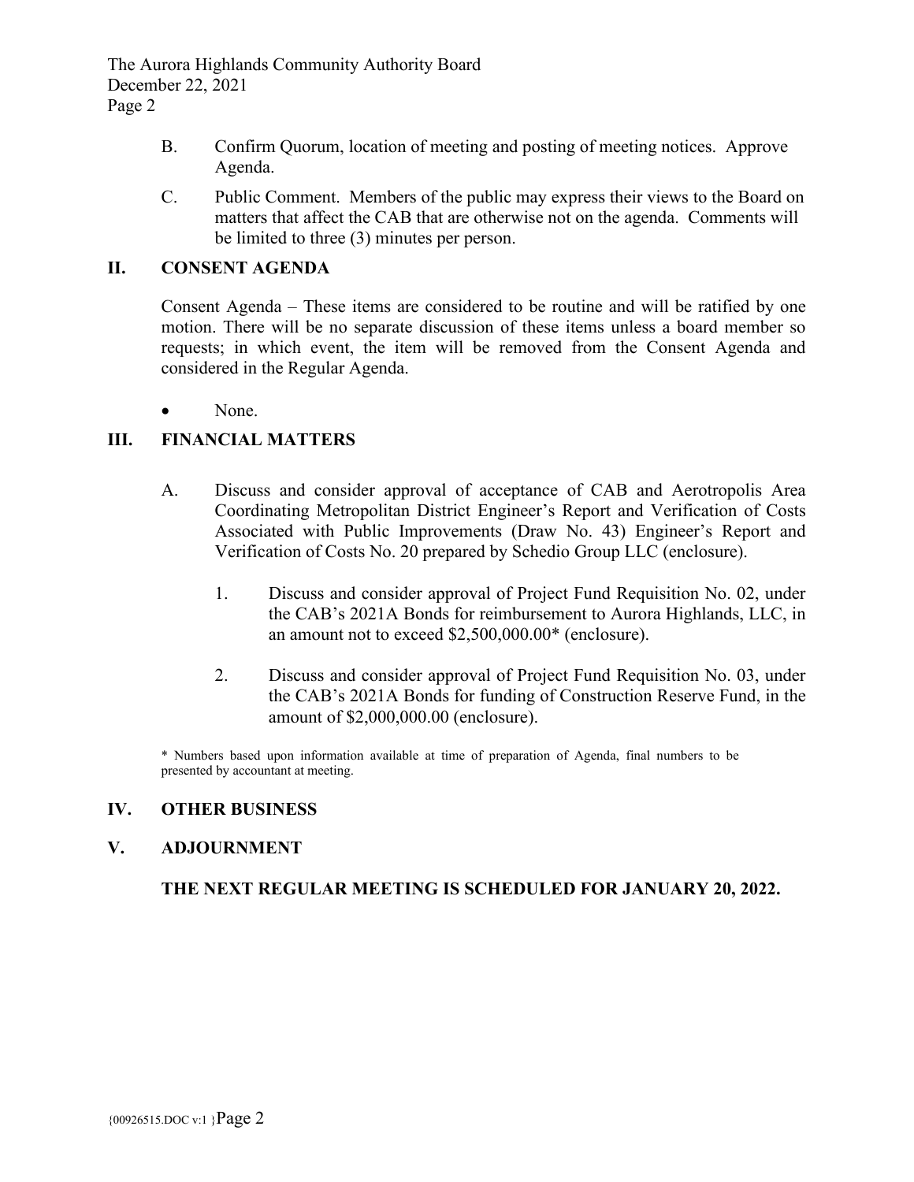B. Confirm Quorum, location of meeting and posting of meeting notices. Approve Agenda.

C. Public Comment. Members of the public may express their views to the Board on matters that affect the CAB that are otherwise not on the agenda. Comments will be limited to three (3) minutes per person.

## II. CONSENT AGENDA

Consent Agenda – These items are considered to be routine and will be ratified by one motion. There will be no separate discussion of these items unless a board member so requests; in which event, the item will be removed from the Consent Agenda and considered in the Regular Agenda.

- None.

## III. FINANCIAL MATTERS

A. Discuss and consider approval of acceptance of CAB and Aerotropolis Area Coordinating Metropolitan District Engineer's Report and Verification of Costs Associated with Public Improvements (Draw No. 43) Engineer's Report and Verification of Costs No. 20 prepared by Schedio Group LLC (enclosure).

1. Discuss and consider approval of Project Fund Requisition No. 02, under the CAB's 2021A Bonds for reimbursement to Aurora Highlands, LLC, in an amount not to exceed $2,500,000.00* (enclosure).

2. Discuss and consider approval of Project Fund Requisition No. 03, under the CAB's 2021A Bonds for funding of Construction Reserve Fund, in the amount of $2,000,000.00 (enclosure).

* Numbers based upon information available at time of preparation of Agenda, final numbers to be presented by accountant at meeting.

## IV. OTHER BUSINESS

## V. ADJOURNMENT

**THE NEXT REGULAR MEETING IS SCHEDULED FOR JANUARY 20, 2022.**